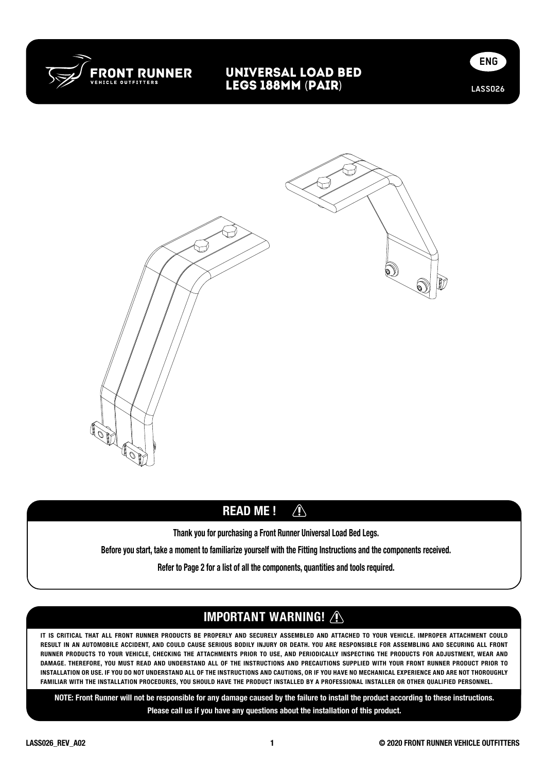# UNIVERSAL LOAD BED LEGS 188MM (PAIR)

ENG

LASS026

## READ ME !

**Thank you for purchasing a Front Runner Universal Load Bed Legs.**

**Before you start, take a moment to familiarize yourself with the Fitting Instructions and the components received.**

**Refer to Page 2 for a list of all the components, quantities and tools required.**

## IMPORTANT WARNING!

**IT IS CRITICAL THAT ALL FRONT RUNNER PRODUCTS BE PROPERLY AND SECURELY ASSEMBLED AND ATTACHED TO YOUR VEHICLE. IMPROPER ATTACHMENT COULD RESULT IN AN AUTOMOBILE ACCIDENT, AND COULD CAUSE SERIOUS BODILY INJURY OR DEATH. YOU ARE RESPONSIBLE FOR ASSEMBLING AND SECURING ALL FRONT RUNNER PRODUCTS TO YOUR VEHICLE, CHECKING THE ATTACHMENTS PRIOR TO USE, AND PERIODICALLY INSPECTING THE PRODUCTS FOR ADJUSTMENT, WEAR AND DAMAGE. THEREFORE, YOU MUST READ AND UNDERSTAND ALL OF THE INSTRUCTIONS AND PRECAUTIONS SUPPLIED WITH YOUR FRONT RUNNER PRODUCT PRIOR TO INSTALLATION OR USE. IF YOU DO NOT UNDERSTAND ALL OF THE INSTRUCTIONS AND CAUTIONS, OR IF YOU HAVE NO MECHANICAL EXPERIENCE AND ARE NOT THOROUGHLY FAMILIAR WITH THE INSTALLATION PROCEDURES, YOU SHOULD HAVE THE PRODUCT INSTALLED BY A PROFESSIONAL INSTALLER OR OTHER QUALIFIED PERSONNEL.**

**NOTE: Front Runner will not be responsible for any damage caused by the failure to install the product according to these instructions. Please call us if you have any questions about the installation of this product.**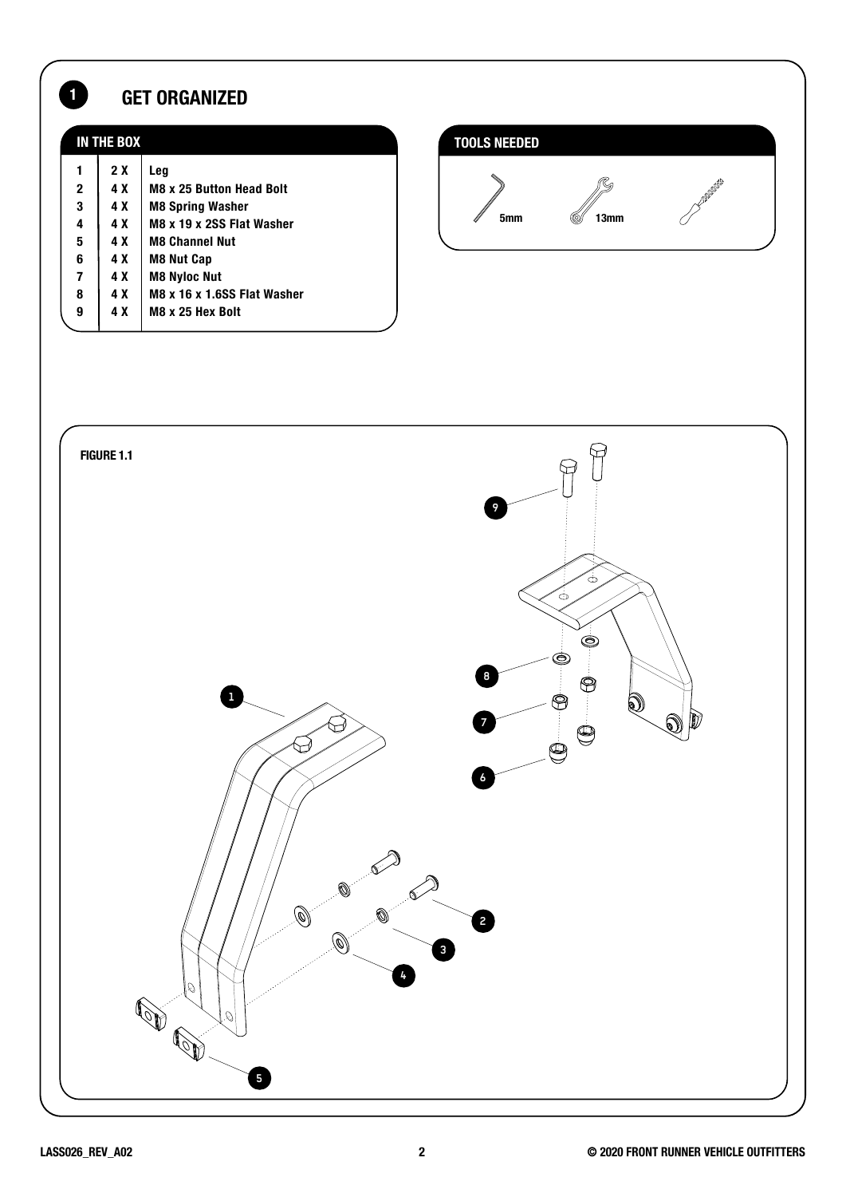## 1 GET ORGANIZED

### IN THE BOX

| | | |
|---|---|---|
| 1 | 2 X | Leg |
| 2 | 4 X | M8 x 25 Button Head Bolt |
| 3 | 4 X | M8 Spring Washer |
| 4 | 4 X | M8 x 19 x 2SS Flat Washer |
| 5 | 4 X | M8 Channel Nut |
| 6 | 4 X | M8 Nut Cap |
| 7 | 4 X | M8 Nyloc Nut |
| 8 | 4 X | M8 x 16 x 1.6SS Flat Washer |
| 9 | 4 X | M8 x 25 Hex Bolt |

### TOOLS NEEDED

5mm

13mm

FIGURE 1.1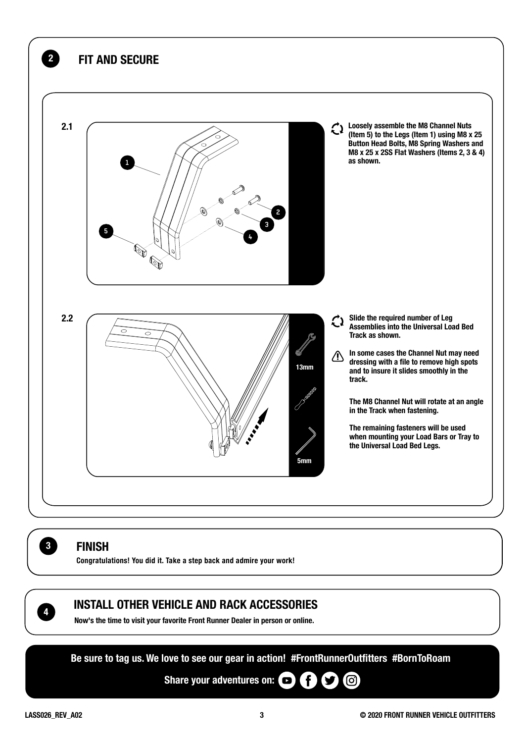## 2 FIT AND SECURE

**2.1**

1

2

3

4

5

**Loosely assemble the M8 Channel Nuts (Item 5) to the Legs (Item 1) using M8 x 25 Button Head Bolts, M8 Spring Washers and M8 x 25 x 2SS Flat Washers (Items 2, 3 & 4) as shown.**

**2.2**

13mm

5mm

**Slide the required number of Leg Assemblies into the Universal Load Bed Track as shown.**

**In some cases the Channel Nut may need dressing with a file to remove high spots and to insure it slides smoothly in the track.**

**The M8 Channel Nut will rotate at an angle in the Track when fastening.**

**The remaining fasteners will be used when mounting your Load Bars or Tray to the Universal Load Bed Legs.**

## 3 FINISH

**Congratulations! You did it. Take a step back and admire your work!**

## 4 INSTALL OTHER VEHICLE AND RACK ACCESSORIES

**Now's the time to visit your favorite Front Runner Dealer in person or online.**

**Be sure to tag us. We love to see our gear in action! #FrontRunnerOutfitters #BornToRoam**

**Share your adventures on:**